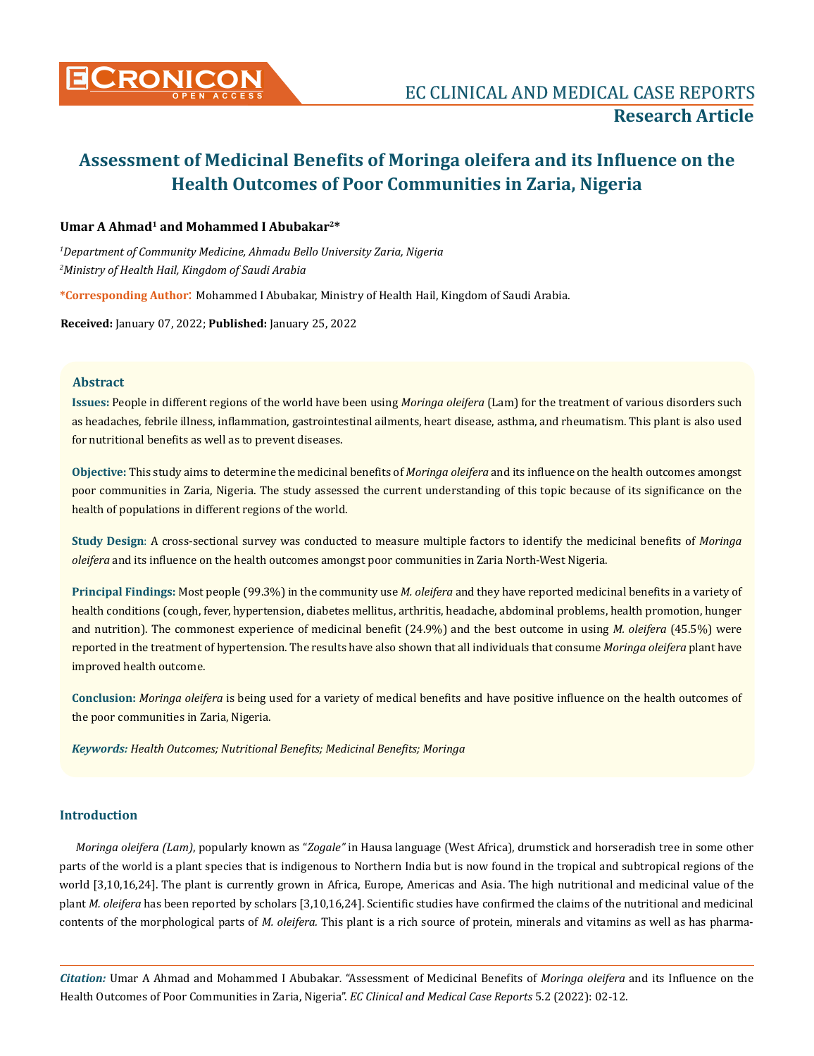# Assessment of Medicinal Benefits of Moringa oleifera and its Influence on the Health Outcomes of Poor Communities in Zaria, Nigeria

**Umar A Ahmad[1] and Mohammed I Abubakar[2]***

*[1]Department of Community Medicine, Ahmadu Bello University Zaria, Nigeria*
*[2]Ministry of Health Hail, Kingdom of Saudi Arabia*

**\*Corresponding Author:** Mohammed I Abubakar, Ministry of Health Hail, Kingdom of Saudi Arabia.

**Received:** January 07, 2022; **Published:** January 25, 2022

## Abstract

**Issues:** People in different regions of the world have been using *Moringa oleifera* (Lam) for the treatment of various disorders such as headaches, febrile illness, inflammation, gastrointestinal ailments, heart disease, asthma, and rheumatism. This plant is also used for nutritional benefits as well as to prevent diseases.

**Objective:** This study aims to determine the medicinal benefits of *Moringa oleifera* and its influence on the health outcomes amongst poor communities in Zaria, Nigeria. The study assessed the current understanding of this topic because of its significance on the health of populations in different regions of the world.

**Study Design**: A cross-sectional survey was conducted to measure multiple factors to identify the medicinal benefits of *Moringa oleifera* and its influence on the health outcomes amongst poor communities in Zaria North-West Nigeria.

**Principal Findings:** Most people (99.3%) in the community use *M. oleifera* and they have reported medicinal benefits in a variety of health conditions (cough, fever, hypertension, diabetes mellitus, arthritis, headache, abdominal problems, health promotion, hunger and nutrition). The commonest experience of medicinal benefit (24.9%) and the best outcome in using *M. oleifera* (45.5%) were reported in the treatment of hypertension. The results have also shown that all individuals that consume *Moringa oleifera* plant have improved health outcome.

**Conclusion:** *Moringa oleifera* is being used for a variety of medical benefits and have positive influence on the health outcomes of the poor communities in Zaria, Nigeria.

***Keywords:** Health Outcomes; Nutritional Benefits; Medicinal Benefits; Moringa*

## Introduction

*Moringa oleifera (Lam)*, popularly known as "*Zogale"* in Hausa language (West Africa), drumstick and horseradish tree in some other parts of the world is a plant species that is indigenous to Northern India but is now found in the tropical and subtropical regions of the world [3,10,16,24]. The plant is currently grown in Africa, Europe, Americas and Asia. The high nutritional and medicinal value of the plant *M. oleifera* has been reported by scholars [3,10,16,24]. Scientific studies have confirmed the claims of the nutritional and medicinal contents of the morphological parts of *M. oleifera.* This plant is a rich source of protein, minerals and vitamins as well as has pharma-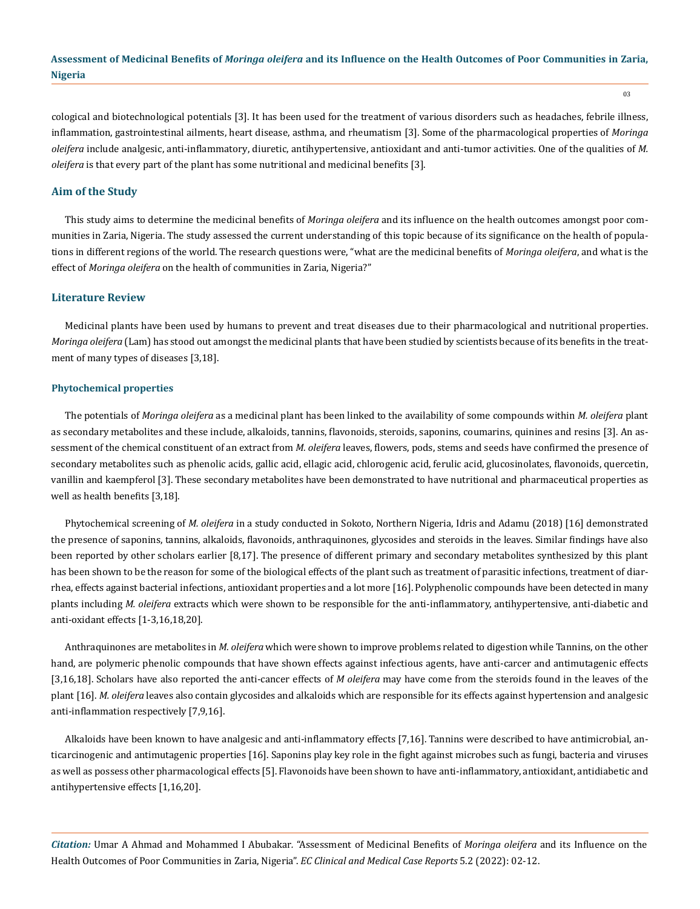cological and biotechnological potentials [3]. It has been used for the treatment of various disorders such as headaches, febrile illness, inflammation, gastrointestinal ailments, heart disease, asthma, and rheumatism [3]. Some of the pharmacological properties of *Moringa oleifera* include analgesic, anti-inflammatory, diuretic, antihypertensive, antioxidant and anti-tumor activities. One of the qualities of *M. oleifera* is that every part of the plant has some nutritional and medicinal benefits [3].

## Aim of the Study

This study aims to determine the medicinal benefits of *Moringa oleifera* and its influence on the health outcomes amongst poor communities in Zaria, Nigeria. The study assessed the current understanding of this topic because of its significance on the health of populations in different regions of the world. The research questions were, "what are the medicinal benefits of *Moringa oleifera*, and what is the effect of *Moringa oleifera* on the health of communities in Zaria, Nigeria?"

## Literature Review

Medicinal plants have been used by humans to prevent and treat diseases due to their pharmacological and nutritional properties. *Moringa oleifera* (Lam) has stood out amongst the medicinal plants that have been studied by scientists because of its benefits in the treatment of many types of diseases [3,18].

### Phytochemical properties

The potentials of *Moringa oleifera* as a medicinal plant has been linked to the availability of some compounds within *M. oleifera* plant as secondary metabolites and these include, alkaloids, tannins, flavonoids, steroids, saponins, coumarins, quinines and resins [3]. An assessment of the chemical constituent of an extract from *M. oleifera* leaves, flowers, pods, stems and seeds have confirmed the presence of secondary metabolites such as phenolic acids, gallic acid, ellagic acid, chlorogenic acid, ferulic acid, glucosinolates, flavonoids, quercetin, vanillin and kaempferol [3]. These secondary metabolites have been demonstrated to have nutritional and pharmaceutical properties as well as health benefits [3,18].

Phytochemical screening of *M. oleifera* in a study conducted in Sokoto, Northern Nigeria, Idris and Adamu (2018) [16] demonstrated the presence of saponins, tannins, alkaloids, flavonoids, anthraquinones, glycosides and steroids in the leaves. Similar findings have also been reported by other scholars earlier [8,17]. The presence of different primary and secondary metabolites synthesized by this plant has been shown to be the reason for some of the biological effects of the plant such as treatment of parasitic infections, treatment of diarrhea, effects against bacterial infections, antioxidant properties and a lot more [16]. Polyphenolic compounds have been detected in many plants including *M. oleifera* extracts which were shown to be responsible for the anti-inflammatory, antihypertensive, anti-diabetic and anti-oxidant effects [1-3,16,18,20].

Anthraquinones are metabolites in *M. oleifera* which were shown to improve problems related to digestion while Tannins, on the other hand, are polymeric phenolic compounds that have shown effects against infectious agents, have anti-carcer and antimutagenic effects [3,16,18]. Scholars have also reported the anti-cancer effects of *M oleifera* may have come from the steroids found in the leaves of the plant [16]. *M. oleifera* leaves also contain glycosides and alkaloids which are responsible for its effects against hypertension and analgesic anti-inflammation respectively [7,9,16].

Alkaloids have been known to have analgesic and anti-inflammatory effects [7,16]. Tannins were described to have antimicrobial, anticarcinogenic and antimutagenic properties [16]. Saponins play key role in the fight against microbes such as fungi, bacteria and viruses as well as possess other pharmacological effects [5]. Flavonoids have been shown to have anti-inflammatory, antioxidant, antidiabetic and antihypertensive effects [1,16,20].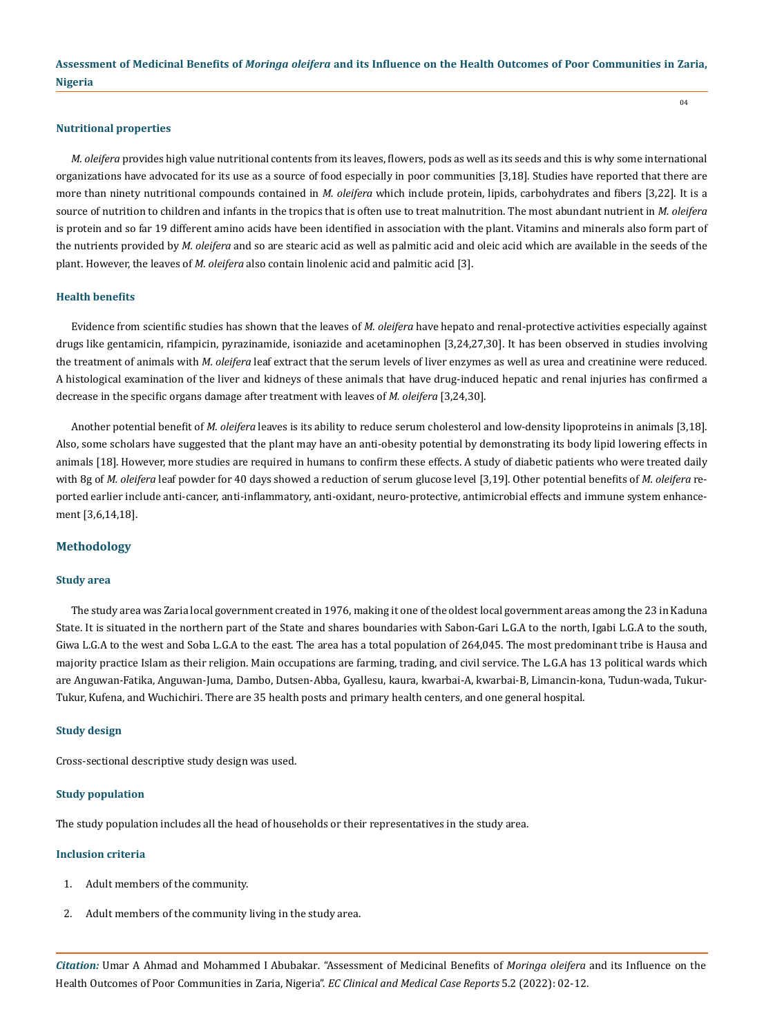### Nutritional properties

*M. oleifera* provides high value nutritional contents from its leaves, flowers, pods as well as its seeds and this is why some international organizations have advocated for its use as a source of food especially in poor communities [3,18]. Studies have reported that there are more than ninety nutritional compounds contained in *M. oleifera* which include protein, lipids, carbohydrates and fibers [3,22]. It is a source of nutrition to children and infants in the tropics that is often use to treat malnutrition. The most abundant nutrient in *M. oleifera* is protein and so far 19 different amino acids have been identified in association with the plant. Vitamins and minerals also form part of the nutrients provided by *M. oleifera* and so are stearic acid as well as palmitic acid and oleic acid which are available in the seeds of the plant. However, the leaves of *M. oleifera* also contain linolenic acid and palmitic acid [3].

### Health benefits

Evidence from scientific studies has shown that the leaves of *M. oleifera* have hepato and renal-protective activities especially against drugs like gentamicin, rifampicin, pyrazinamide, isoniazide and acetaminophen [3,24,27,30]. It has been observed in studies involving the treatment of animals with *M. oleifera* leaf extract that the serum levels of liver enzymes as well as urea and creatinine were reduced. A histological examination of the liver and kidneys of these animals that have drug-induced hepatic and renal injuries has confirmed a decrease in the specific organs damage after treatment with leaves of *M. oleifera* [3,24,30].

Another potential benefit of *M. oleifera* leaves is its ability to reduce serum cholesterol and low-density lipoproteins in animals [3,18]. Also, some scholars have suggested that the plant may have an anti-obesity potential by demonstrating its body lipid lowering effects in animals [18]. However, more studies are required in humans to confirm these effects. A study of diabetic patients who were treated daily with 8g of *M. oleifera* leaf powder for 40 days showed a reduction of serum glucose level [3,19]. Other potential benefits of *M. oleifera* reported earlier include anti-cancer, anti-inflammatory, anti-oxidant, neuro-protective, antimicrobial effects and immune system enhancement [3,6,14,18].

## Methodology

### Study area

The study area was Zaria local government created in 1976, making it one of the oldest local government areas among the 23 in Kaduna State. It is situated in the northern part of the State and shares boundaries with Sabon-Gari L.G.A to the north, Igabi L.G.A to the south, Giwa L.G.A to the west and Soba L.G.A to the east. The area has a total population of 264,045. The most predominant tribe is Hausa and majority practice Islam as their religion. Main occupations are farming, trading, and civil service. The L.G.A has 13 political wards which are Anguwan-Fatika, Anguwan-Juma, Dambo, Dutsen-Abba, Gyallesu, kaura, kwarbai-A, kwarbai-B, Limancin-kona, Tudun-wada, Tukur-Tukur, Kufena, and Wuchichiri. There are 35 health posts and primary health centers, and one general hospital.

### Study design

Cross-sectional descriptive study design was used.

### Study population

The study population includes all the head of households or their representatives in the study area.

### Inclusion criteria

1. Adult members of the community.
2. Adult members of the community living in the study area.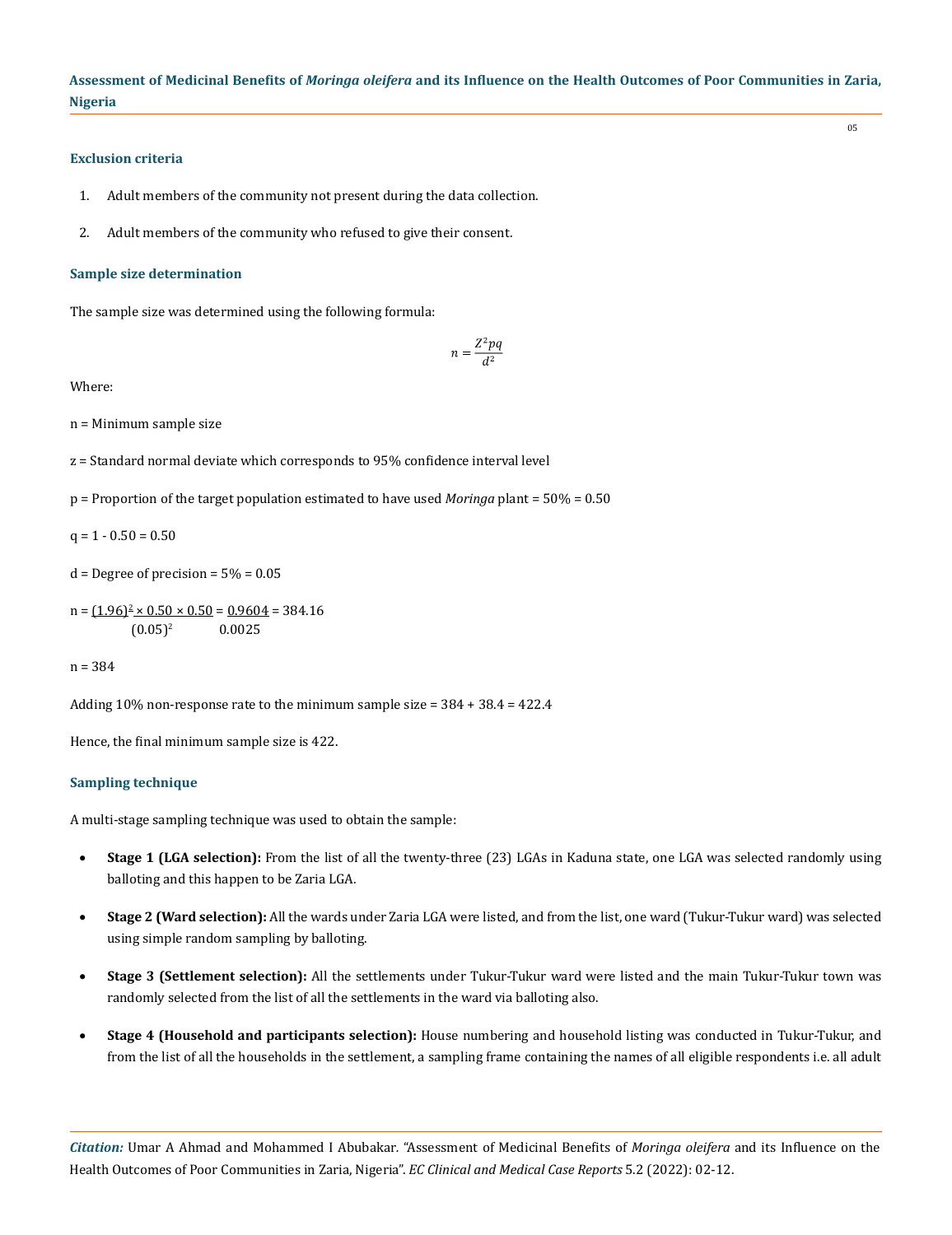### Exclusion criteria

1. Adult members of the community not present during the data collection.
2. Adult members of the community who refused to give their consent.

### Sample size determination

The sample size was determined using the following formula:

$$n = \frac{Z^2 pq}{d^2}$$

Where:

n = Minimum sample size

z = Standard normal deviate which corresponds to 95% confidence interval level

p = Proportion of the target population estimated to have used *Moringa* plant = 50% = 0.50

q = 1 - 0.50 = 0.50

d = Degree of precision = 5% = 0.05

$$n = \frac{(1.96)^2 \times 0.50 \times 0.50}{(0.05)^2} = \frac{0.9604}{0.0025} = 384.16$$

n = 384

Adding 10% non-response rate to the minimum sample size = 384 + 38.4 = 422.4

Hence, the final minimum sample size is 422.

### Sampling technique

A multi-stage sampling technique was used to obtain the sample:

- **Stage 1 (LGA selection):** From the list of all the twenty-three (23) LGAs in Kaduna state, one LGA was selected randomly using balloting and this happen to be Zaria LGA.
- **Stage 2 (Ward selection):** All the wards under Zaria LGA were listed, and from the list, one ward (Tukur-Tukur ward) was selected using simple random sampling by balloting.
- **Stage 3 (Settlement selection):** All the settlements under Tukur-Tukur ward were listed and the main Tukur-Tukur town was randomly selected from the list of all the settlements in the ward via balloting also.
- **Stage 4 (Household and participants selection):** House numbering and household listing was conducted in Tukur-Tukur, and from the list of all the households in the settlement, a sampling frame containing the names of all eligible respondents i.e. all adult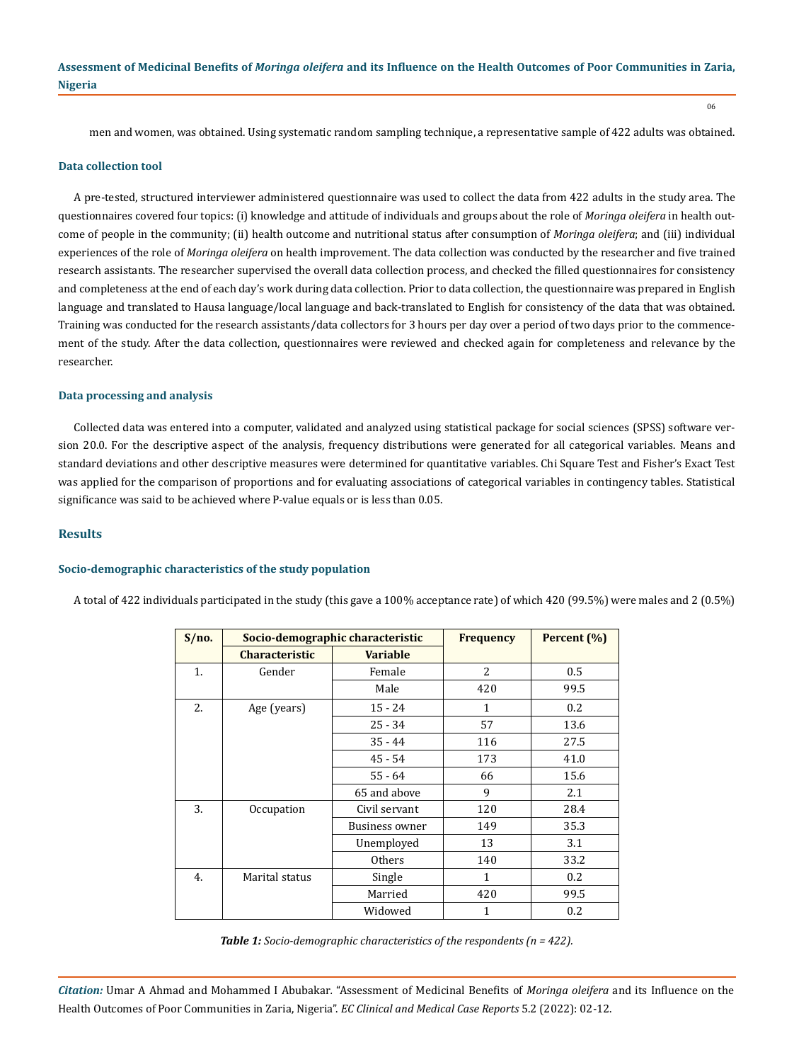men and women, was obtained. Using systematic random sampling technique, a representative sample of 422 adults was obtained.

### Data collection tool

A pre-tested, structured interviewer administered questionnaire was used to collect the data from 422 adults in the study area. The questionnaires covered four topics: (i) knowledge and attitude of individuals and groups about the role of *Moringa oleifera* in health outcome of people in the community; (ii) health outcome and nutritional status after consumption of *Moringa oleifera*; and (iii) individual experiences of the role of *Moringa oleifera* on health improvement. The data collection was conducted by the researcher and five trained research assistants. The researcher supervised the overall data collection process, and checked the filled questionnaires for consistency and completeness at the end of each day's work during data collection. Prior to data collection, the questionnaire was prepared in English language and translated to Hausa language/local language and back-translated to English for consistency of the data that was obtained. Training was conducted for the research assistants/data collectors for 3 hours per day over a period of two days prior to the commencement of the study. After the data collection, questionnaires were reviewed and checked again for completeness and relevance by the researcher.

### Data processing and analysis

Collected data was entered into a computer, validated and analyzed using statistical package for social sciences (SPSS) software version 20.0. For the descriptive aspect of the analysis, frequency distributions were generated for all categorical variables. Means and standard deviations and other descriptive measures were determined for quantitative variables. Chi Square Test and Fisher's Exact Test was applied for the comparison of proportions and for evaluating associations of categorical variables in contingency tables. Statistical significance was said to be achieved where P-value equals or is less than 0.05.

## Results

### Socio-demographic characteristics of the study population

A total of 422 individuals participated in the study (this gave a 100% acceptance rate) of which 420 (99.5%) were males and 2 (0.5%)

| S/no. | Socio-demographic characteristic | | Frequency | Percent (%) |
|---|---|---|---|---|
| | Characteristic | Variable | | |
| 1. | Gender | Female | 2 | 0.5 |
| | | Male | 420 | 99.5 |
| 2. | Age (years) | 15 - 24 | 1 | 0.2 |
| | | 25 - 34 | 57 | 13.6 |
| | | 35 - 44 | 116 | 27.5 |
| | | 45 - 54 | 173 | 41.0 |
| | | 55 - 64 | 66 | 15.6 |
| | | 65 and above | 9 | 2.1 |
| 3. | Occupation | Civil servant | 120 | 28.4 |
| | | Business owner | 149 | 35.3 |
| | | Unemployed | 13 | 3.1 |
| | | Others | 140 | 33.2 |
| 4. | Marital status | Single | 1 | 0.2 |
| | | Married | 420 | 99.5 |
| | | Widowed | 1 | 0.2 |

***Table 1:** Socio-demographic characteristics of the respondents (n = 422).*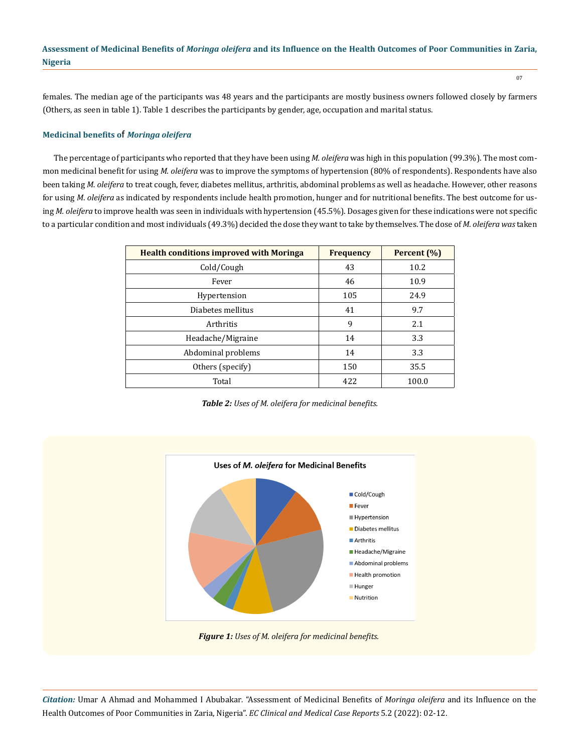females. The median age of the participants was 48 years and the participants are mostly business owners followed closely by farmers (Others, as seen in table 1). Table 1 describes the participants by gender, age, occupation and marital status.

### Medicinal benefits of *Moringa oleifera*

The percentage of participants who reported that they have been using *M. oleifera* was high in this population (99.3%). The most common medicinal benefit for using *M. oleifera* was to improve the symptoms of hypertension (80% of respondents). Respondents have also been taking *M. oleifera* to treat cough, fever, diabetes mellitus, arthritis, abdominal problems as well as headache. However, other reasons for using *M. oleifera* as indicated by respondents include health promotion, hunger and for nutritional benefits. The best outcome for using *M. oleifera* to improve health was seen in individuals with hypertension (45.5%). Dosages given for these indications were not specific to a particular condition and most individuals (49.3%) decided the dose they want to take by themselves. The dose of *M. oleifera was* taken

| Health conditions improved with Moringa | Frequency | Percent (%) |
|---|---|---|
| Cold/Cough | 43 | 10.2 |
| Fever | 46 | 10.9 |
| Hypertension | 105 | 24.9 |
| Diabetes mellitus | 41 | 9.7 |
| Arthritis | 9 | 2.1 |
| Headache/Migraine | 14 | 3.3 |
| Abdominal problems | 14 | 3.3 |
| Others (specify) | 150 | 35.5 |
| Total | 422 | 100.0 |

***Table 2:** Uses of M. oleifera for medicinal benefits.*

***Figure 1:** Uses of M. oleifera for medicinal benefits.*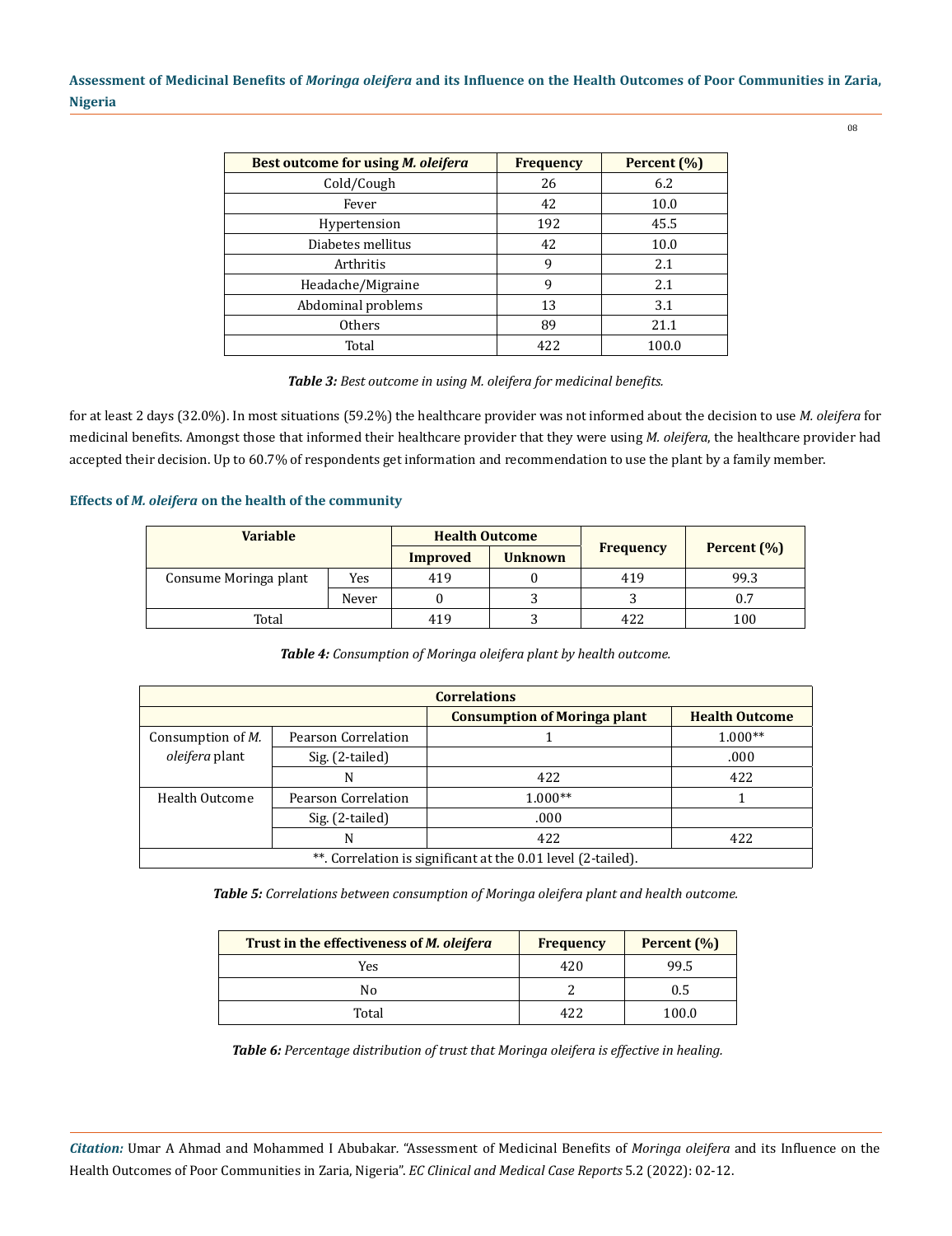| Best outcome for using *M. oleifera* | Frequency | Percent (%) |
|---|---|---|
| Cold/Cough | 26 | 6.2 |
| Fever | 42 | 10.0 |
| Hypertension | 192 | 45.5 |
| Diabetes mellitus | 42 | 10.0 |
| Arthritis | 9 | 2.1 |
| Headache/Migraine | 9 | 2.1 |
| Abdominal problems | 13 | 3.1 |
| Others | 89 | 21.1 |
| Total | 422 | 100.0 |

***Table 3:*** *Best outcome in using M. oleifera for medicinal benefits.*

for at least 2 days (32.0%). In most situations (59.2%) the healthcare provider was not informed about the decision to use *M. oleifera* for medicinal benefits. Amongst those that informed their healthcare provider that they were using *M. oleifera*, the healthcare provider had accepted their decision. Up to 60.7% of respondents get information and recommendation to use the plant by a family member.

### Effects of *M. oleifera* on the health of the community

| Variable | | Health Outcome | | Frequency | Percent (%) |
|---|---|---|---|---|---|
| | | Improved | Unknown | | |
| Consume Moringa plant | Yes | 419 | 0 | 419 | 99.3 |
| | Never | 0 | 3 | 3 | 0.7 |
| Total | | 419 | 3 | 422 | 100 |

***Table 4:*** *Consumption of Moringa oleifera plant by health outcome.*

| Correlations | | | |
|---|---|---|---|
| | | Consumption of Moringa plant | Health Outcome |
| Consumption of *M. oleifera* plant | Pearson Correlation | 1 | 1.000** |
| | Sig. (2-tailed) | | .000 |
| | N | 422 | 422 |
| Health Outcome | Pearson Correlation | 1.000** | 1 |
| | Sig. (2-tailed) | .000 | |
| | N | 422 | 422 |
| **. Correlation is significant at the 0.01 level (2-tailed). | | | |

***Table 5:*** *Correlations between consumption of Moringa oleifera plant and health outcome.*

| Trust in the effectiveness of *M. oleifera* | Frequency | Percent (%) |
|---|---|---|
| Yes | 420 | 99.5 |
| No | 2 | 0.5 |
| Total | 422 | 100.0 |

***Table 6:*** *Percentage distribution of trust that Moringa oleifera is effective in healing.*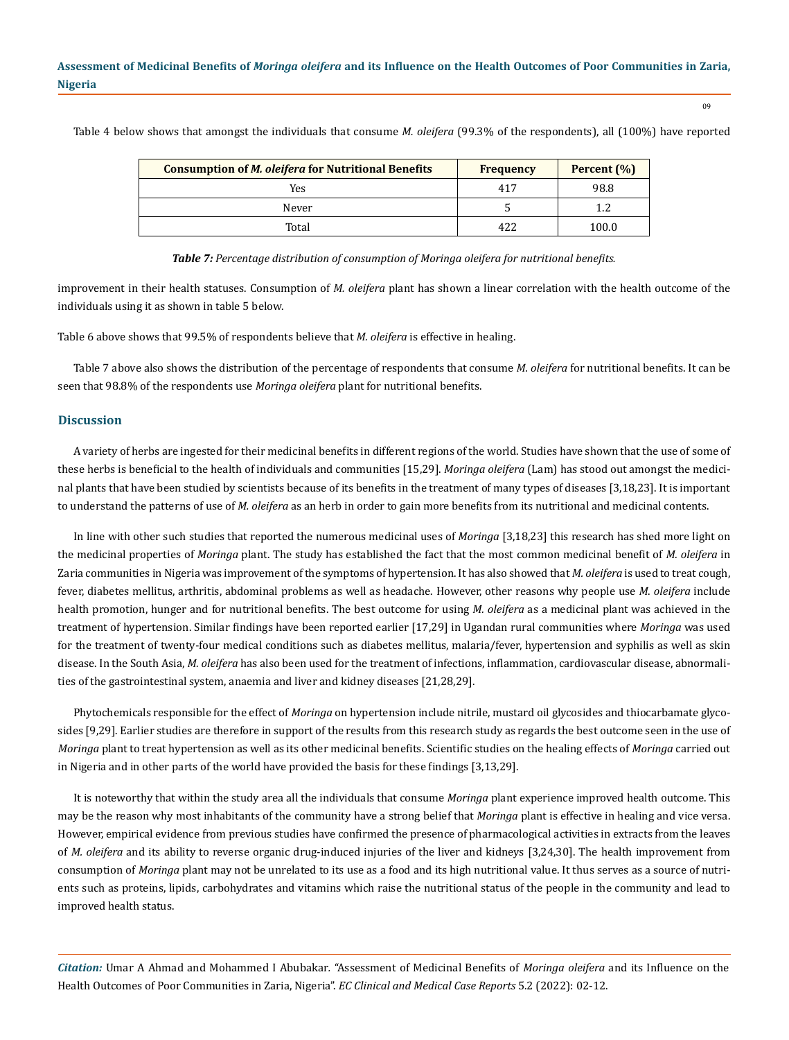Table 4 below shows that amongst the individuals that consume *M. oleifera* (99.3% of the respondents), all (100%) have reported

| Consumption of *M. oleifera* for Nutritional Benefits | Frequency | Percent (%) |
|---|---|---|
| Yes | 417 | 98.8 |
| Never | 5 | 1.2 |
| Total | 422 | 100.0 |

***Table 7:*** *Percentage distribution of consumption of Moringa oleifera for nutritional benefits.*

improvement in their health statuses. Consumption of *M. oleifera* plant has shown a linear correlation with the health outcome of the individuals using it as shown in table 5 below.

Table 6 above shows that 99.5% of respondents believe that *M. oleifera* is effective in healing.

Table 7 above also shows the distribution of the percentage of respondents that consume *M. oleifera* for nutritional benefits. It can be seen that 98.8% of the respondents use *Moringa oleifera* plant for nutritional benefits.

## Discussion

A variety of herbs are ingested for their medicinal benefits in different regions of the world. Studies have shown that the use of some of these herbs is beneficial to the health of individuals and communities [15,29]. *Moringa oleifera* (Lam) has stood out amongst the medicinal plants that have been studied by scientists because of its benefits in the treatment of many types of diseases [3,18,23]. It is important to understand the patterns of use of *M. oleifera* as an herb in order to gain more benefits from its nutritional and medicinal contents.

In line with other such studies that reported the numerous medicinal uses of *Moringa* [3,18,23] this research has shed more light on the medicinal properties of *Moringa* plant. The study has established the fact that the most common medicinal benefit of *M. oleifera* in Zaria communities in Nigeria was improvement of the symptoms of hypertension. It has also showed that *M. oleifera* is used to treat cough, fever, diabetes mellitus, arthritis, abdominal problems as well as headache. However, other reasons why people use *M. oleifera* include health promotion, hunger and for nutritional benefits. The best outcome for using *M. oleifera* as a medicinal plant was achieved in the treatment of hypertension. Similar findings have been reported earlier [17,29] in Ugandan rural communities where *Moringa* was used for the treatment of twenty-four medical conditions such as diabetes mellitus, malaria/fever, hypertension and syphilis as well as skin disease. In the South Asia, *M. oleifera* has also been used for the treatment of infections, inflammation, cardiovascular disease, abnormalities of the gastrointestinal system, anaemia and liver and kidney diseases [21,28,29].

Phytochemicals responsible for the effect of *Moringa* on hypertension include nitrile, mustard oil glycosides and thiocarbamate glycosides [9,29]. Earlier studies are therefore in support of the results from this research study as regards the best outcome seen in the use of *Moringa* plant to treat hypertension as well as its other medicinal benefits. Scientific studies on the healing effects of *Moringa* carried out in Nigeria and in other parts of the world have provided the basis for these findings [3,13,29].

It is noteworthy that within the study area all the individuals that consume *Moringa* plant experience improved health outcome. This may be the reason why most inhabitants of the community have a strong belief that *Moringa* plant is effective in healing and vice versa. However, empirical evidence from previous studies have confirmed the presence of pharmacological activities in extracts from the leaves of *M. oleifera* and its ability to reverse organic drug-induced injuries of the liver and kidneys [3,24,30]. The health improvement from consumption of *Moringa* plant may not be unrelated to its use as a food and its high nutritional value. It thus serves as a source of nutrients such as proteins, lipids, carbohydrates and vitamins which raise the nutritional status of the people in the community and lead to improved health status.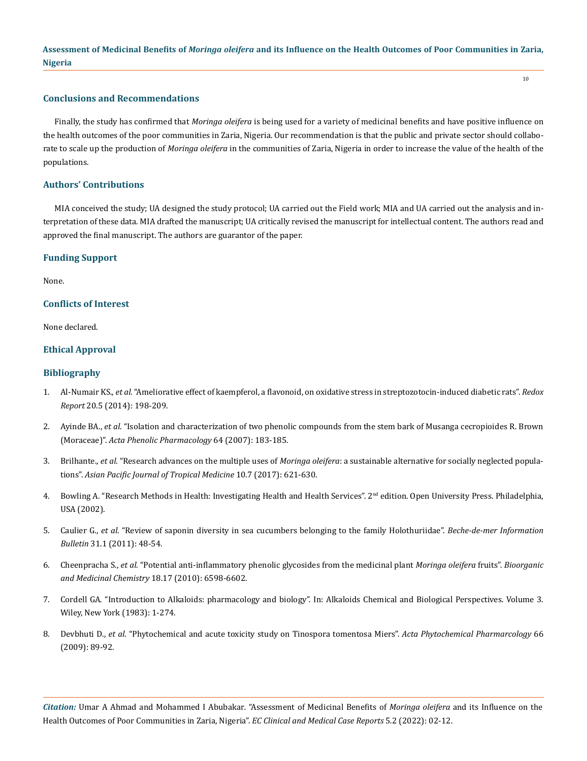## Conclusions and Recommendations

Finally, the study has confirmed that *Moringa oleifera* is being used for a variety of medicinal benefits and have positive influence on the health outcomes of the poor communities in Zaria, Nigeria. Our recommendation is that the public and private sector should collaborate to scale up the production of *Moringa oleifera* in the communities of Zaria, Nigeria in order to increase the value of the health of the populations.

## Authors' Contributions

MIA conceived the study; UA designed the study protocol; UA carried out the Field work; MIA and UA carried out the analysis and interpretation of these data. MIA drafted the manuscript; UA critically revised the manuscript for intellectual content. The authors read and approved the final manuscript. The authors are guarantor of the paper.

## Funding Support

None.

## Conflicts of Interest

None declared.

## Ethical Approval

## Bibliography

1. Al-Numair KS., *et al*. "Ameliorative effect of kaempferol, a flavonoid, on oxidative stress in streptozotocin-induced diabetic rats". *Redox Report* 20.5 (2014): 198-209.
2. Ayinde BA., *et al*. "Isolation and characterization of two phenolic compounds from the stem bark of Musanga cecropioides R. Brown (Moraceae)". *Acta Phenolic Pharmacology* 64 (2007): 183-185.
3. Brilhante., *et al*. "Research advances on the multiple uses of *Moringa oleifera*: a sustainable alternative for socially neglected populations". *Asian Pacific Journal of Tropical Medicine* 10.7 (2017): 621-630.
4. Bowling A. "Research Methods in Health: Investigating Health and Health Services". 2nd edition. Open University Press. Philadelphia, USA (2002).
5. Caulier G., *et al*. "Review of saponin diversity in sea cucumbers belonging to the family Holothuriidae". *Beche-de-mer Information Bulletin* 31.1 (2011): 48-54.
6. Cheenpracha S., *et al*. "Potential anti-inflammatory phenolic glycosides from the medicinal plant *Moringa oleifera* fruits". *Bioorganic and Medicinal Chemistry* 18.17 (2010): 6598-6602.
7. Cordell GA. "Introduction to Alkaloids: pharmacology and biology". In: Alkaloids Chemical and Biological Perspectives. Volume 3. Wiley, New York (1983): 1-274.
8. Devbhuti D., *et al*. "Phytochemical and acute toxicity study on Tinospora tomentosa Miers". *Acta Phytochemical Pharmarcology* 66 (2009): 89-92.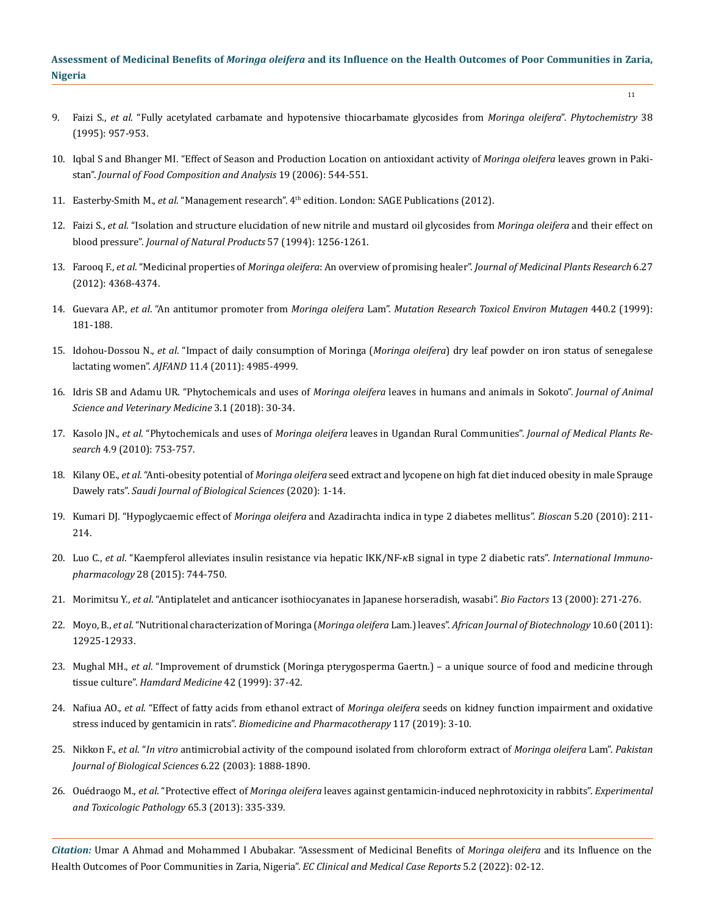9. Faizi S., *et al*. "Fully acetylated carbamate and hypotensive thiocarbamate glycosides from *Moringa oleifera*". *Phytochemistry* 38 (1995): 957-953.

10. Iqbal S and Bhanger MI. "Effect of Season and Production Location on antioxidant activity of *Moringa oleifera* leaves grown in Pakistan". *Journal of Food Composition and Analysis* 19 (2006): 544-551.

11. Easterby-Smith M., *et al*. "Management research". 4th edition. London: SAGE Publications (2012).

12. Faizi S., *et al*. "Isolation and structure elucidation of new nitrile and mustard oil glycosides from *Moringa oleifera* and their effect on blood pressure". *Journal of Natural Products* 57 (1994): 1256-1261.

13. Farooq F., *et al*. "Medicinal properties of *Moringa oleifera*: An overview of promising healer". *Journal of Medicinal Plants Research* 6.27 (2012): 4368-4374.

14. Guevara AP., *et al*. "An antitumor promoter from *Moringa oleifera* Lam". *Mutation Research Toxicol Environ Mutagen* 440.2 (1999): 181-188.

15. Idohou-Dossou N., *et al*. "Impact of daily consumption of Moringa (*Moringa oleifera*) dry leaf powder on iron status of senegalese lactating women". *AJFAND* 11.4 (2011): 4985-4999.

16. Idris SB and Adamu UR. "Phytochemicals and uses of *Moringa oleifera* leaves in humans and animals in Sokoto". *Journal of Animal Science and Veterinary Medicine* 3.1 (2018): 30-34.

17. Kasolo JN., *et al*. "Phytochemicals and uses of *Moringa oleifera* leaves in Ugandan Rural Communities". *Journal of Medical Plants Research* 4.9 (2010): 753-757.

18. Kilany OE., *et al*. "Anti-obesity potential of *Moringa oleifera* seed extract and lycopene on high fat diet induced obesity in male Sprauge Dawely rats". *Saudi Journal of Biological Sciences* (2020): 1-14.

19. Kumari DJ. "Hypoglycaemic effect of *Moringa oleifera* and Azadirachta indica in type 2 diabetes mellitus". *Bioscan* 5.20 (2010): 211-214.

20. Luo C., *et al*. "Kaempferol alleviates insulin resistance via hepatic IKK/NF-κB signal in type 2 diabetic rats". *International Immunopharmacology* 28 (2015): 744-750.

21. Morimitsu Y., *et al*. "Antiplatelet and anticancer isothiocyanates in Japanese horseradish, wasabi". *Bio Factors* 13 (2000): 271-276.

22. Moyo, B., *et al*. "Nutritional characterization of Moringa (*Moringa oleifera* Lam.) leaves". *African Journal of Biotechnology* 10.60 (2011): 12925-12933.

23. Mughal MH., *et al*. "Improvement of drumstick (Moringa pterygosperma Gaertn.) – a unique source of food and medicine through tissue culture". *Hamdard Medicine* 42 (1999): 37-42.

24. Nafiua AO., *et al*. "Effect of fatty acids from ethanol extract of *Moringa oleifera* seeds on kidney function impairment and oxidative stress induced by gentamicin in rats". *Biomedicine and Pharmacotherapy* 117 (2019): 3-10.

25. Nikkon F., *et al*. "*In vitro* antimicrobial activity of the compound isolated from chloroform extract of *Moringa oleifera* Lam". *Pakistan Journal of Biological Sciences* 6.22 (2003): 1888-1890.

26. Ouédraogo M., *et al*. "Protective effect of *Moringa oleifera* leaves against gentamicin-induced nephrotoxicity in rabbits". *Experimental and Toxicologic Pathology* 65.3 (2013): 335-339.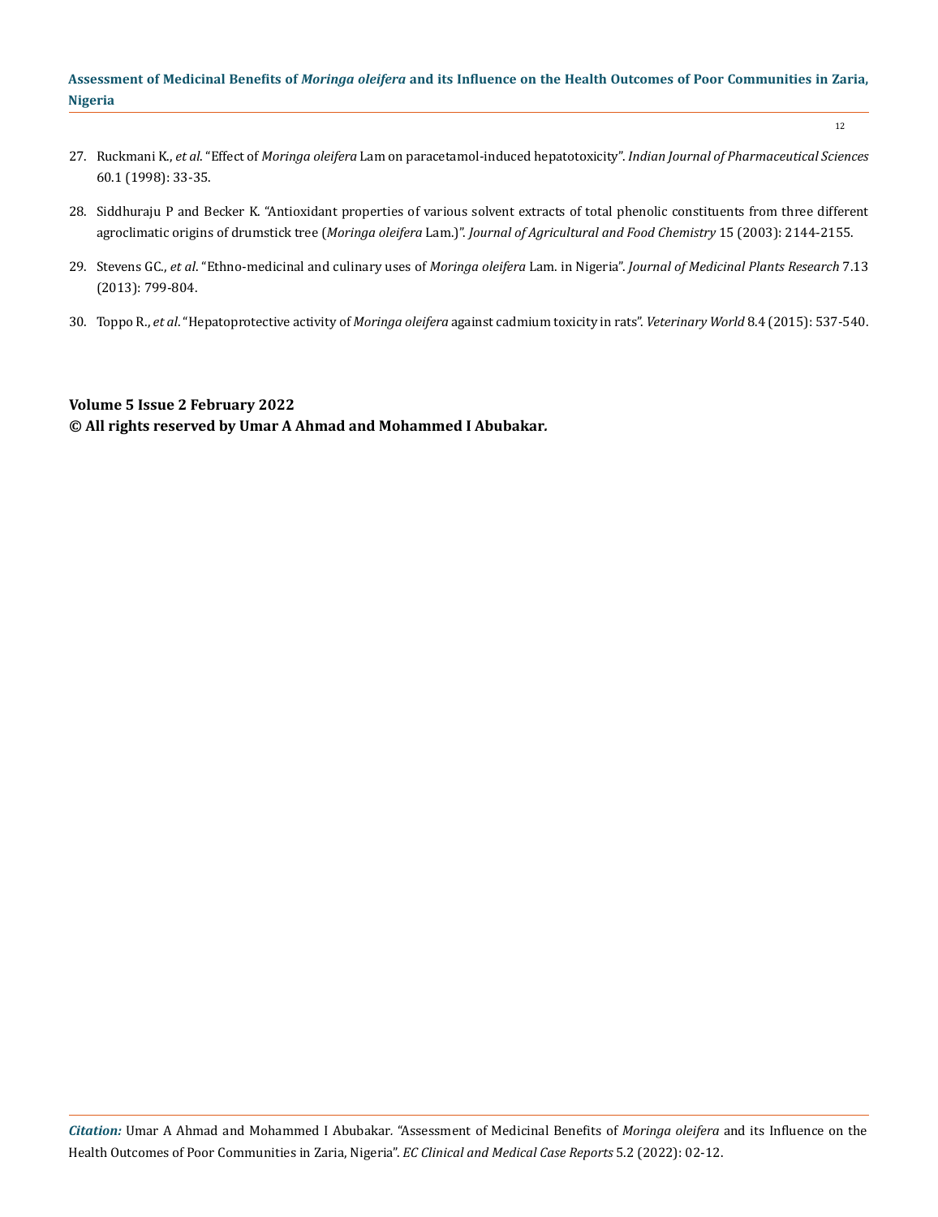27. Ruckmani K., *et al*. "Effect of *Moringa oleifera* Lam on paracetamol-induced hepatotoxicity". *Indian Journal of Pharmaceutical Sciences* 60.1 (1998): 33-35.

28. Siddhuraju P and Becker K. "Antioxidant properties of various solvent extracts of total phenolic constituents from three different agroclimatic origins of drumstick tree (*Moringa oleifera* Lam.)". *Journal of Agricultural and Food Chemistry* 15 (2003): 2144-2155.

29. Stevens GC., *et al*. "Ethno-medicinal and culinary uses of *Moringa oleifera* Lam. in Nigeria". *Journal of Medicinal Plants Research* 7.13 (2013): 799-804.

30. Toppo R., *et al*. "Hepatoprotective activity of *Moringa oleifera* against cadmium toxicity in rats". *Veterinary World* 8.4 (2015): 537-540.

**Volume 5 Issue 2 February 2022**
**© All rights reserved by Umar A Ahmad and Mohammed I Abubakar.**